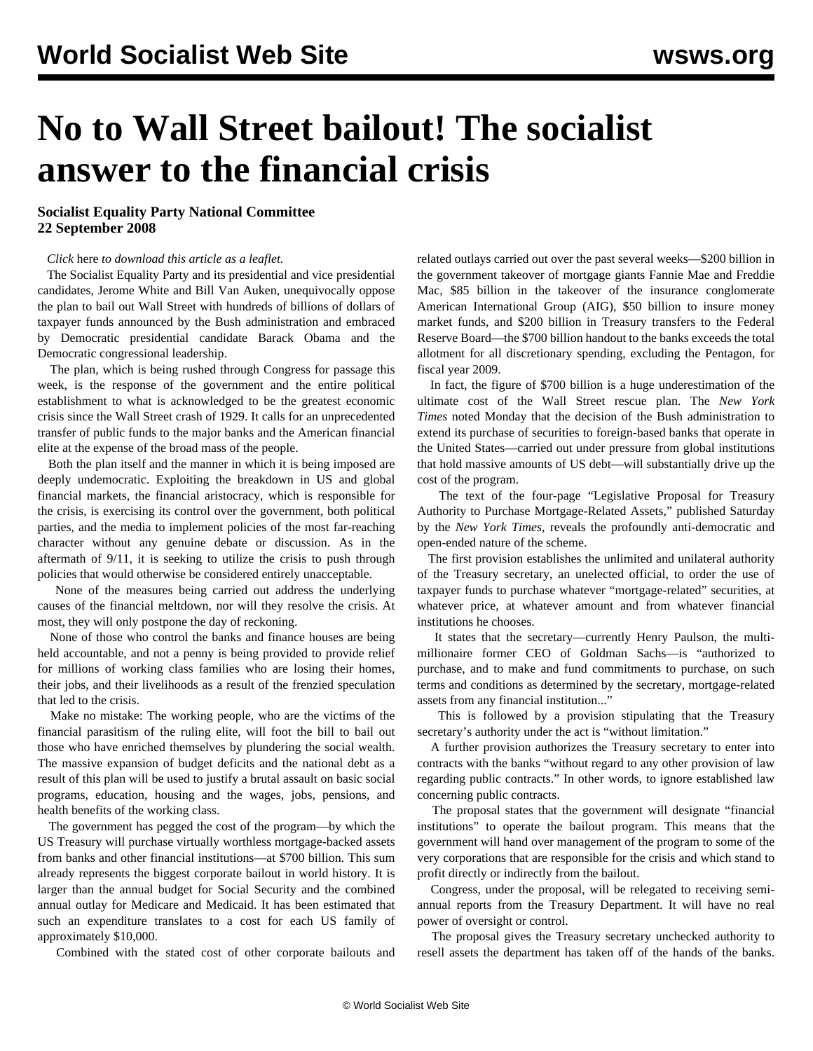# No to Wall Street bailout! The socialist answer to the financial crisis

**Socialist Equality Party National Committee**
**22 September 2008**

*Click* here *to download this article as a leaflet.*

The Socialist Equality Party and its presidential and vice presidential candidates, Jerome White and Bill Van Auken, unequivocally oppose the plan to bail out Wall Street with hundreds of billions of dollars of taxpayer funds announced by the Bush administration and embraced by Democratic presidential candidate Barack Obama and the Democratic congressional leadership.

The plan, which is being rushed through Congress for passage this week, is the response of the government and the entire political establishment to what is acknowledged to be the greatest economic crisis since the Wall Street crash of 1929. It calls for an unprecedented transfer of public funds to the major banks and the American financial elite at the expense of the broad mass of the people.

Both the plan itself and the manner in which it is being imposed are deeply undemocratic. Exploiting the breakdown in US and global financial markets, the financial aristocracy, which is responsible for the crisis, is exercising its control over the government, both political parties, and the media to implement policies of the most far-reaching character without any genuine debate or discussion. As in the aftermath of 9/11, it is seeking to utilize the crisis to push through policies that would otherwise be considered entirely unacceptable.

None of the measures being carried out address the underlying causes of the financial meltdown, nor will they resolve the crisis. At most, they will only postpone the day of reckoning.

None of those who control the banks and finance houses are being held accountable, and not a penny is being provided to provide relief for millions of working class families who are losing their homes, their jobs, and their livelihoods as a result of the frenzied speculation that led to the crisis.

Make no mistake: The working people, who are the victims of the financial parasitism of the ruling elite, will foot the bill to bail out those who have enriched themselves by plundering the social wealth. The massive expansion of budget deficits and the national debt as a result of this plan will be used to justify a brutal assault on basic social programs, education, housing and the wages, jobs, pensions, and health benefits of the working class.

The government has pegged the cost of the program—by which the US Treasury will purchase virtually worthless mortgage-backed assets from banks and other financial institutions—at $700 billion. This sum already represents the biggest corporate bailout in world history. It is larger than the annual budget for Social Security and the combined annual outlay for Medicare and Medicaid. It has been estimated that such an expenditure translates to a cost for each US family of approximately $10,000.

Combined with the stated cost of other corporate bailouts and related outlays carried out over the past several weeks—$200 billion in the government takeover of mortgage giants Fannie Mae and Freddie Mac, $85 billion in the takeover of the insurance conglomerate American International Group (AIG), $50 billion to insure money market funds, and $200 billion in Treasury transfers to the Federal Reserve Board—the $700 billion handout to the banks exceeds the total allotment for all discretionary spending, excluding the Pentagon, for fiscal year 2009.

In fact, the figure of $700 billion is a huge underestimation of the ultimate cost of the Wall Street rescue plan. The *New York Times* noted Monday that the decision of the Bush administration to extend its purchase of securities to foreign-based banks that operate in the United States—carried out under pressure from global institutions that hold massive amounts of US debt—will substantially drive up the cost of the program.

The text of the four-page "Legislative Proposal for Treasury Authority to Purchase Mortgage-Related Assets," published Saturday by the *New York Times*, reveals the profoundly anti-democratic and open-ended nature of the scheme.

The first provision establishes the unlimited and unilateral authority of the Treasury secretary, an unelected official, to order the use of taxpayer funds to purchase whatever "mortgage-related" securities, at whatever price, at whatever amount and from whatever financial institutions he chooses.

It states that the secretary—currently Henry Paulson, the multi-millionaire former CEO of Goldman Sachs—is "authorized to purchase, and to make and fund commitments to purchase, on such terms and conditions as determined by the secretary, mortgage-related assets from any financial institution..."

This is followed by a provision stipulating that the Treasury secretary's authority under the act is "without limitation."

A further provision authorizes the Treasury secretary to enter into contracts with the banks "without regard to any other provision of law regarding public contracts." In other words, to ignore established law concerning public contracts.

The proposal states that the government will designate "financial institutions" to operate the bailout program. This means that the government will hand over management of the program to some of the very corporations that are responsible for the crisis and which stand to profit directly or indirectly from the bailout.

Congress, under the proposal, will be relegated to receiving semi-annual reports from the Treasury Department. It will have no real power of oversight or control.

The proposal gives the Treasury secretary unchecked authority to resell assets the department has taken off of the hands of the banks.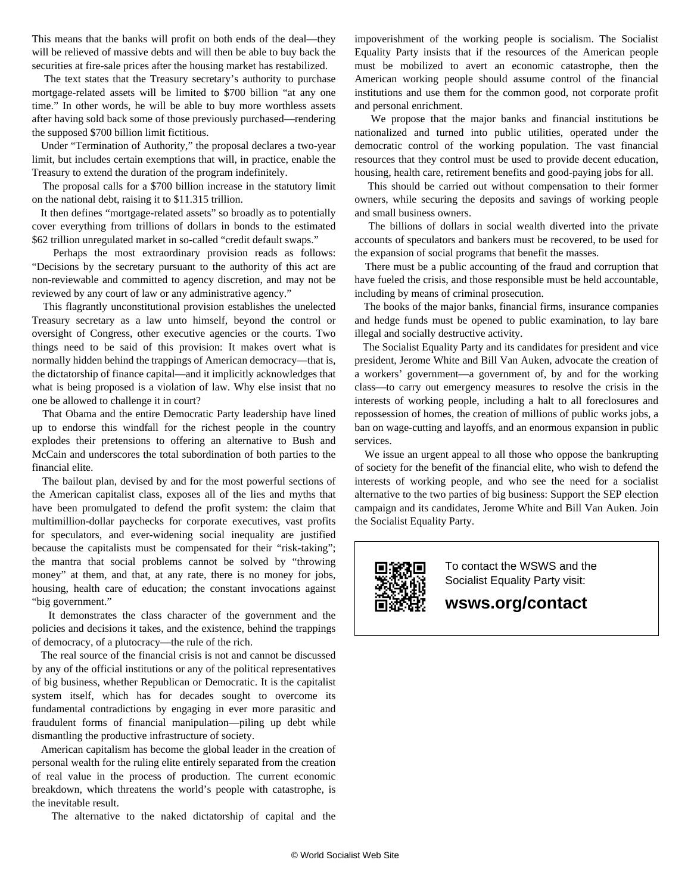This means that the banks will profit on both ends of the deal—they will be relieved of massive debts and will then be able to buy back the securities at fire-sale prices after the housing market has restabilized.

The text states that the Treasury secretary's authority to purchase mortgage-related assets will be limited to $700 billion "at any one time." In other words, he will be able to buy more worthless assets after having sold back some of those previously purchased—rendering the supposed $700 billion limit fictitious.

Under "Termination of Authority," the proposal declares a two-year limit, but includes certain exemptions that will, in practice, enable the Treasury to extend the duration of the program indefinitely.

The proposal calls for a $700 billion increase in the statutory limit on the national debt, raising it to $11.315 trillion.

It then defines "mortgage-related assets" so broadly as to potentially cover everything from trillions of dollars in bonds to the estimated $62 trillion unregulated market in so-called "credit default swaps."

Perhaps the most extraordinary provision reads as follows: "Decisions by the secretary pursuant to the authority of this act are non-reviewable and committed to agency discretion, and may not be reviewed by any court of law or any administrative agency."

This flagrantly unconstitutional provision establishes the unelected Treasury secretary as a law unto himself, beyond the control or oversight of Congress, other executive agencies or the courts. Two things need to be said of this provision: It makes overt what is normally hidden behind the trappings of American democracy—that is, the dictatorship of finance capital—and it implicitly acknowledges that what is being proposed is a violation of law. Why else insist that no one be allowed to challenge it in court?

That Obama and the entire Democratic Party leadership have lined up to endorse this windfall for the richest people in the country explodes their pretensions to offering an alternative to Bush and McCain and underscores the total subordination of both parties to the financial elite.

The bailout plan, devised by and for the most powerful sections of the American capitalist class, exposes all of the lies and myths that have been promulgated to defend the profit system: the claim that multimillion-dollar paychecks for corporate executives, vast profits for speculators, and ever-widening social inequality are justified because the capitalists must be compensated for their "risk-taking"; the mantra that social problems cannot be solved by "throwing money" at them, and that, at any rate, there is no money for jobs, housing, health care of education; the constant invocations against "big government."

It demonstrates the class character of the government and the policies and decisions it takes, and the existence, behind the trappings of democracy, of a plutocracy—the rule of the rich.

The real source of the financial crisis is not and cannot be discussed by any of the official institutions or any of the political representatives of big business, whether Republican or Democratic. It is the capitalist system itself, which has for decades sought to overcome its fundamental contradictions by engaging in ever more parasitic and fraudulent forms of financial manipulation—piling up debt while dismantling the productive infrastructure of society.

American capitalism has become the global leader in the creation of personal wealth for the ruling elite entirely separated from the creation of real value in the process of production. The current economic breakdown, which threatens the world's people with catastrophe, is the inevitable result.

The alternative to the naked dictatorship of capital and the impoverishment of the working people is socialism. The Socialist Equality Party insists that if the resources of the American people must be mobilized to avert an economic catastrophe, then the American working people should assume control of the financial institutions and use them for the common good, not corporate profit and personal enrichment.

We propose that the major banks and financial institutions be nationalized and turned into public utilities, operated under the democratic control of the working population. The vast financial resources that they control must be used to provide decent education, housing, health care, retirement benefits and good-paying jobs for all.

This should be carried out without compensation to their former owners, while securing the deposits and savings of working people and small business owners.

The billions of dollars in social wealth diverted into the private accounts of speculators and bankers must be recovered, to be used for the expansion of social programs that benefit the masses.

There must be a public accounting of the fraud and corruption that have fueled the crisis, and those responsible must be held accountable, including by means of criminal prosecution.

The books of the major banks, financial firms, insurance companies and hedge funds must be opened to public examination, to lay bare illegal and socially destructive activity.

The Socialist Equality Party and its candidates for president and vice president, Jerome White and Bill Van Auken, advocate the creation of a workers' government—a government of, by and for the working class—to carry out emergency measures to resolve the crisis in the interests of working people, including a halt to all foreclosures and repossession of homes, the creation of millions of public works jobs, a ban on wage-cutting and layoffs, and an enormous expansion in public services.

We issue an urgent appeal to all those who oppose the bankrupting of society for the benefit of the financial elite, who wish to defend the interests of working people, and who see the need for a socialist alternative to the two parties of big business: Support the SEP election campaign and its candidates, Jerome White and Bill Van Auken. Join the Socialist Equality Party.

To contact the WSWS and the Socialist Equality Party visit:

**wsws.org/contact**